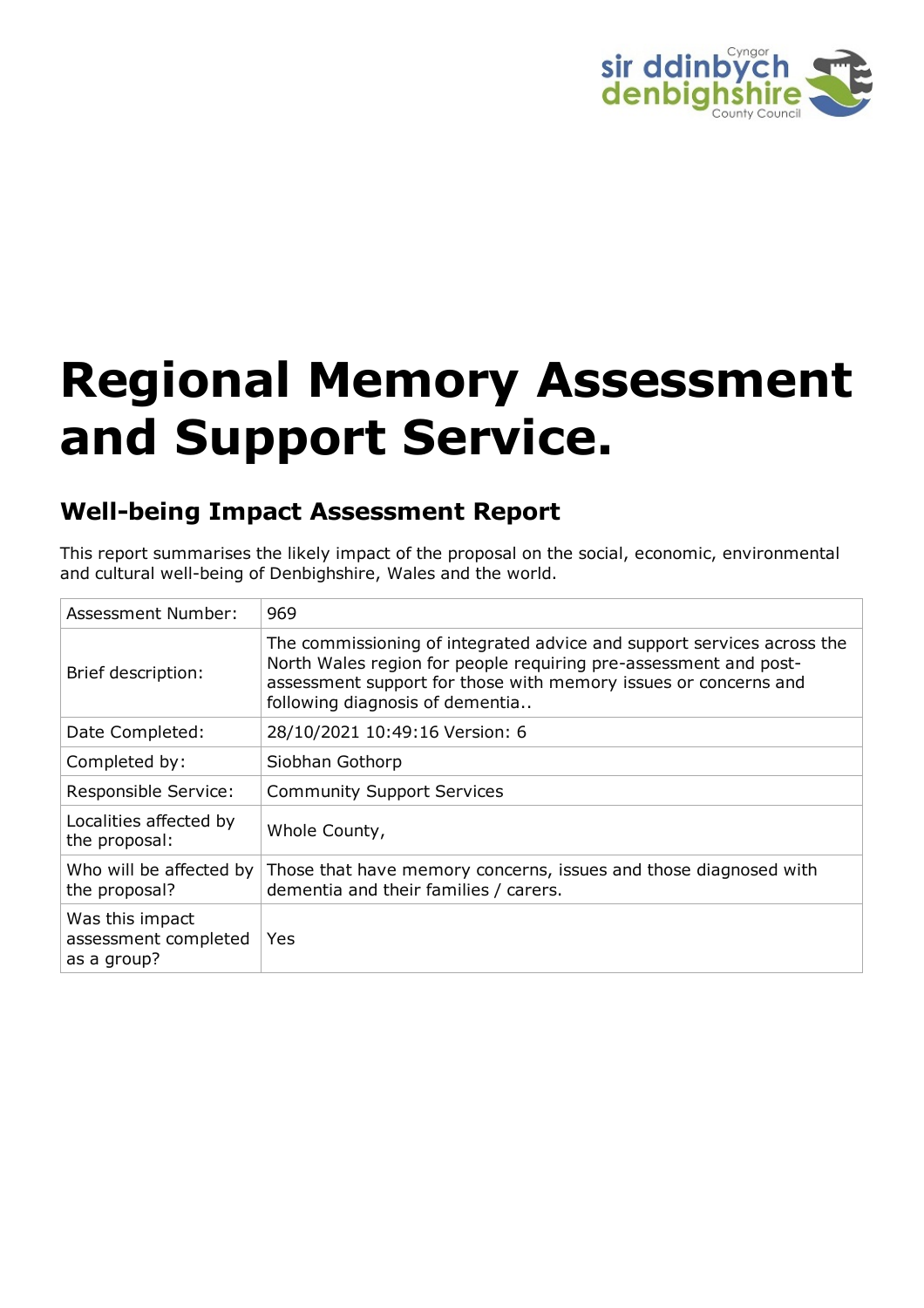# Regional Memory Assessment and Support Service.

## Well-being Impact Assessment Report

This report summarises the likely impact of the proposal on the social, economic, environmental and cultural well-being of Denbighshire, Wales and the world.

| Assessment Number: | 969 |
| --- | --- |
| Brief description: | The commissioning of integrated advice and support services across the North Wales region for people requiring pre-assessment and post-assessment support for those with memory issues or concerns and following diagnosis of dementia.. |
| Date Completed: | 28/10/2021 10:49:16 Version: 6 |
| Completed by: | Siobhan Gothorp |
| Responsible Service: | Community Support Services |
| Localities affected by the proposal: | Whole County, |
| Who will be affected by the proposal? | Those that have memory concerns, issues and those diagnosed with dementia and their families / carers. |
| Was this impact assessment completed as a group? | Yes |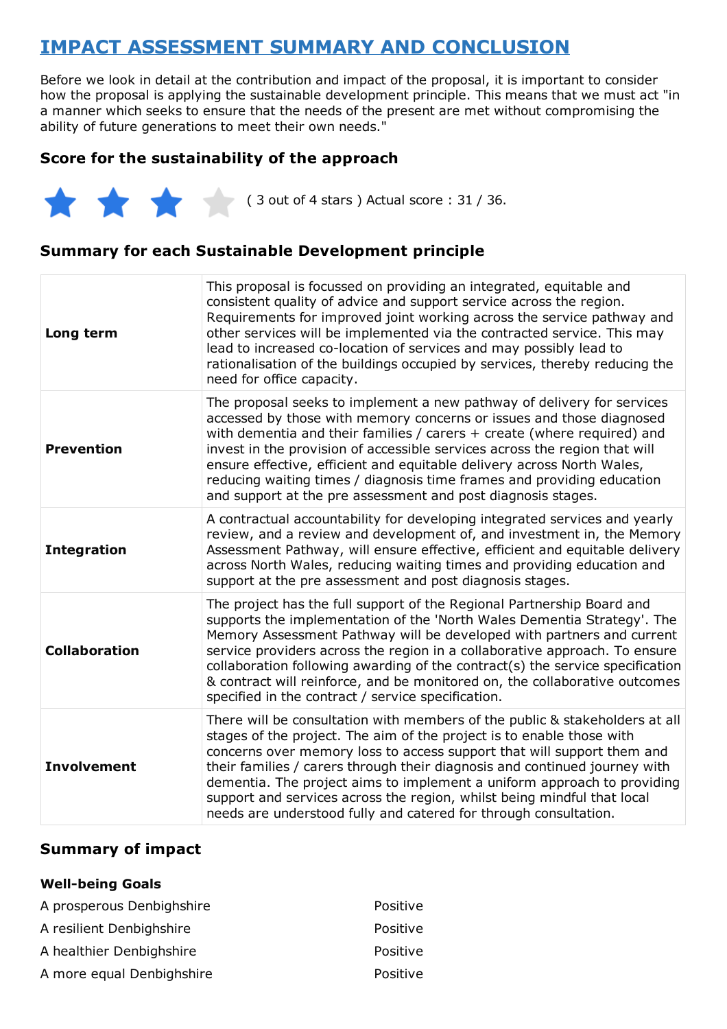# IMPACT ASSESSMENT SUMMARY AND CONCLUSION

Before we look in detail at the contribution and impact of the proposal, it is important to consider how the proposal is applying the sustainable development principle. This means that we must act "in a manner which seeks to ensure that the needs of the present are met without compromising the ability of future generations to meet their own needs."

### Score for the sustainability of the approach

( 3 out of 4 stars ) Actual score : 31 / 36.

### Summary for each Sustainable Development principle

| | |
|---|---|
| **Long term** | This proposal is focussed on providing an integrated, equitable and consistent quality of advice and support service across the region. Requirements for improved joint working across the service pathway and other services will be implemented via the contracted service. This may lead to increased co-location of services and may possibly lead to rationalisation of the buildings occupied by services, thereby reducing the need for office capacity. |
| **Prevention** | The proposal seeks to implement a new pathway of delivery for services accessed by those with memory concerns or issues and those diagnosed with dementia and their families / carers + create (where required) and invest in the provision of accessible services across the region that will ensure effective, efficient and equitable delivery across North Wales, reducing waiting times / diagnosis time frames and providing education and support at the pre assessment and post diagnosis stages. |
| **Integration** | A contractual accountability for developing integrated services and yearly review, and a review and development of, and investment in, the Memory Assessment Pathway, will ensure effective, efficient and equitable delivery across North Wales, reducing waiting times and providing education and support at the pre assessment and post diagnosis stages. |
| **Collaboration** | The project has the full support of the Regional Partnership Board and supports the implementation of the 'North Wales Dementia Strategy'. The Memory Assessment Pathway will be developed with partners and current service providers across the region in a collaborative approach. To ensure collaboration following awarding of the contract(s) the service specification & contract will reinforce, and be monitored on, the collaborative outcomes specified in the contract / service specification. |
| **Involvement** | There will be consultation with members of the public & stakeholders at all stages of the project. The aim of the project is to enable those with concerns over memory loss to access support that will support them and their families / carers through their diagnosis and continued journey with dementia. The project aims to implement a uniform approach to providing support and services across the region, whilst being mindful that local needs are understood fully and catered for through consultation. |

### Summary of impact

#### Well-being Goals

| | |
|---|---|
| A prosperous Denbighshire | Positive |
| A resilient Denbighshire | Positive |
| A healthier Denbighshire | Positive |
| A more equal Denbighshire | Positive |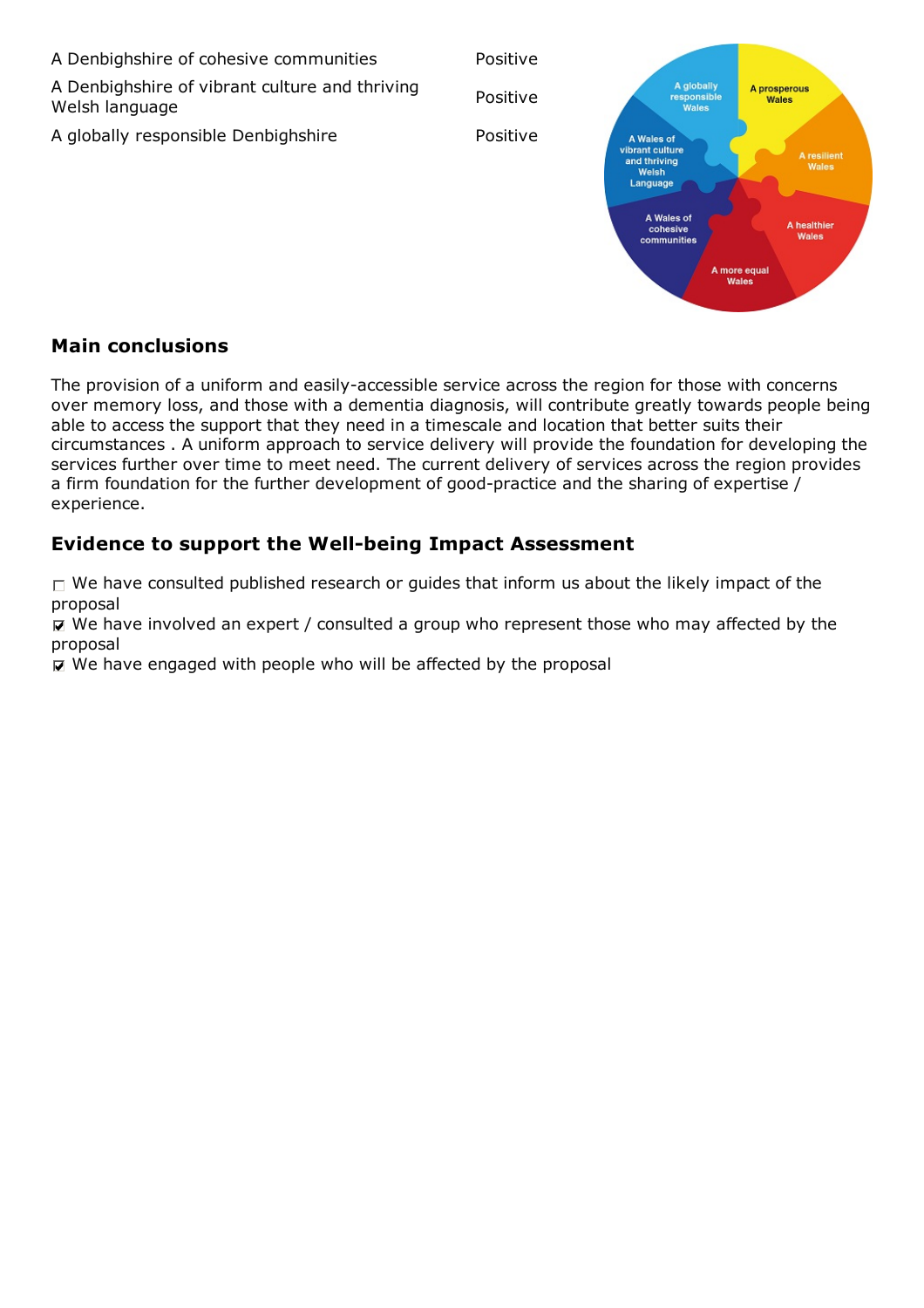| | |
|---|---|
| A Denbighshire of cohesive communities | Positive |
| A Denbighshire of vibrant culture and thriving Welsh language | Positive |
| A globally responsible Denbighshire | Positive |

## Main conclusions

The provision of a uniform and easily-accessible service across the region for those with concerns over memory loss, and those with a dementia diagnosis, will contribute greatly towards people being able to access the support that they need in a timescale and location that better suits their circumstances . A uniform approach to service delivery will provide the foundation for developing the services further over time to meet need. The current delivery of services across the region provides a firm foundation for the further development of good-practice and the sharing of expertise / experience.

## Evidence to support the Well-being Impact Assessment

- ☐ We have consulted published research or guides that inform us about the likely impact of the proposal
- ☑ We have involved an expert / consulted a group who represent those who may affected by the proposal
- ☑ We have engaged with people who will be affected by the proposal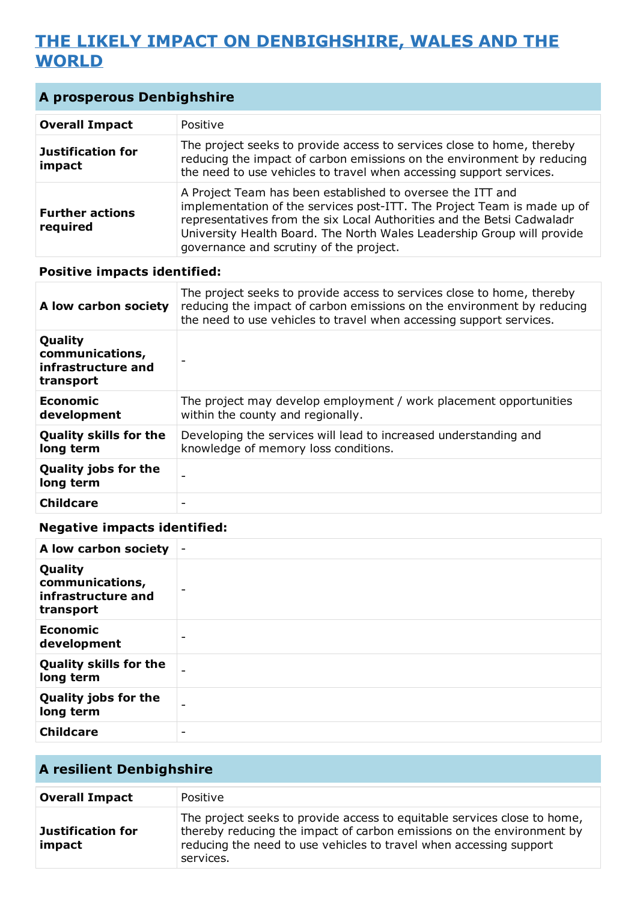# THE LIKELY IMPACT ON DENBIGHSHIRE, WALES AND THE WORLD

## A prosperous Denbighshire

| | |
|---|---|
| **Overall Impact** | Positive |
| **Justification for impact** | The project seeks to provide access to services close to home, thereby reducing the impact of carbon emissions on the environment by reducing the need to use vehicles to travel when accessing support services. |
| **Further actions required** | A Project Team has been established to oversee the ITT and implementation of the services post-ITT. The Project Team is made up of representatives from the six Local Authorities and the Betsi Cadwaladr University Health Board. The North Wales Leadership Group will provide governance and scrutiny of the project. |

**Positive impacts identified:**

| | |
|---|---|
| **A low carbon society** | The project seeks to provide access to services close to home, thereby reducing the impact of carbon emissions on the environment by reducing the need to use vehicles to travel when accessing support services. |
| **Quality communications, infrastructure and transport** | - |
| **Economic development** | The project may develop employment / work placement opportunities within the county and regionally. |
| **Quality skills for the long term** | Developing the services will lead to increased understanding and knowledge of memory loss conditions. |
| **Quality jobs for the long term** | - |
| **Childcare** | - |

**Negative impacts identified:**

| | |
|---|---|
| **A low carbon society** | - |
| **Quality communications, infrastructure and transport** | - |
| **Economic development** | - |
| **Quality skills for the long term** | - |
| **Quality jobs for the long term** | - |
| **Childcare** | - |

## A resilient Denbighshire

| | |
|---|---|
| **Overall Impact** | Positive |
| **Justification for impact** | The project seeks to provide access to equitable services close to home, thereby reducing the impact of carbon emissions on the environment by reducing the need to use vehicles to travel when accessing support services. |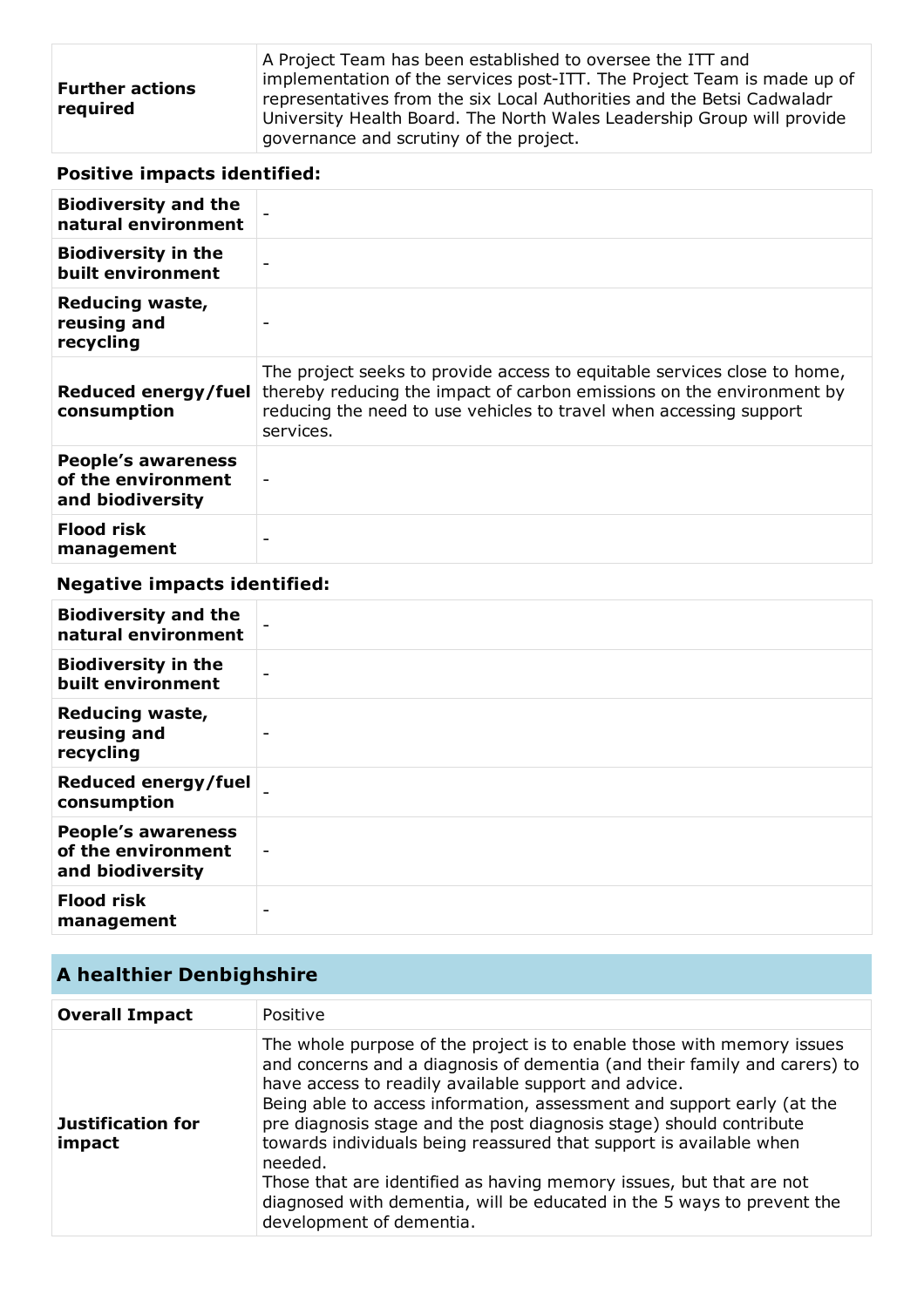| **Further actions required** | A Project Team has been established to oversee the ITT and implementation of the services post-ITT. The Project Team is made up of representatives from the six Local Authorities and the Betsi Cadwaladr University Health Board. The North Wales Leadership Group will provide governance and scrutiny of the project. |
|---|---|

**Positive impacts identified:**

| | |
|---|---|
| **Biodiversity and the natural environment** | - |
| **Biodiversity in the built environment** | - |
| **Reducing waste, reusing and recycling** | - |
| **Reduced energy/fuel consumption** | The project seeks to provide access to equitable services close to home, thereby reducing the impact of carbon emissions on the environment by reducing the need to use vehicles to travel when accessing support services. |
| **People's awareness of the environment and biodiversity** | - |
| **Flood risk management** | - |

**Negative impacts identified:**

| | |
|---|---|
| **Biodiversity and the natural environment** | - |
| **Biodiversity in the built environment** | - |
| **Reducing waste, reusing and recycling** | - |
| **Reduced energy/fuel consumption** | - |
| **People's awareness of the environment and biodiversity** | - |
| **Flood risk management** | - |

## A healthier Denbighshire

| **Overall Impact** | Positive |
|---|---|
| **Justification for impact** | The whole purpose of the project is to enable those with memory issues and concerns and a diagnosis of dementia (and their family and carers) to have access to readily available support and advice.<br>Being able to access information, assessment and support early (at the pre diagnosis stage and the post diagnosis stage) should contribute towards individuals being reassured that support is available when needed.<br>Those that are identified as having memory issues, but that are not diagnosed with dementia, will be educated in the 5 ways to prevent the development of dementia. |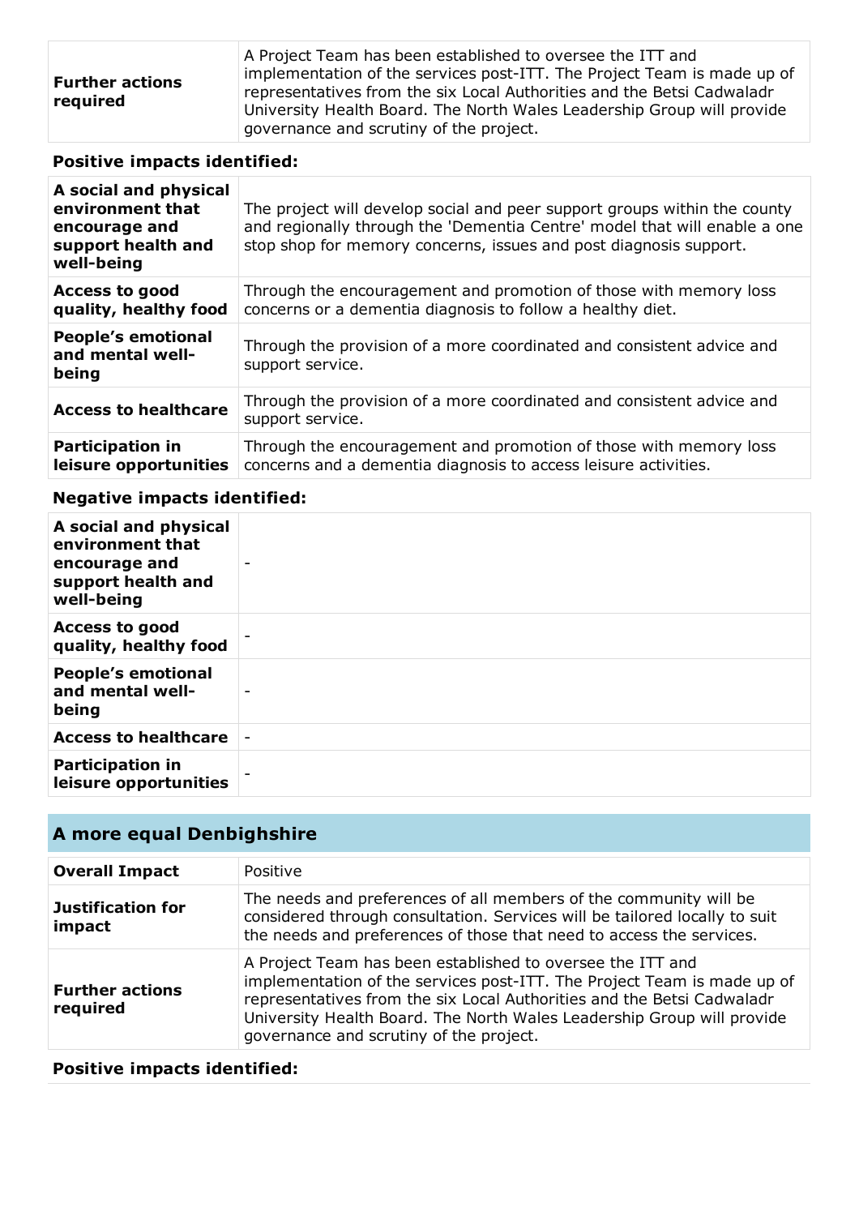| | |
|---|---|
| **Further actions required** | A Project Team has been established to oversee the ITT and implementation of the services post-ITT. The Project Team is made up of representatives from the six Local Authorities and the Betsi Cadwaladr University Health Board. The North Wales Leadership Group will provide governance and scrutiny of the project. |

**Positive impacts identified:**

| | |
|---|---|
| **A social and physical environment that encourage and support health and well-being** | The project will develop social and peer support groups within the county and regionally through the 'Dementia Centre' model that will enable a one stop shop for memory concerns, issues and post diagnosis support. |
| **Access to good quality, healthy food** | Through the encouragement and promotion of those with memory loss concerns or a dementia diagnosis to follow a healthy diet. |
| **People's emotional and mental well-being** | Through the provision of a more coordinated and consistent advice and support service. |
| **Access to healthcare** | Through the provision of a more coordinated and consistent advice and support service. |
| **Participation in leisure opportunities** | Through the encouragement and promotion of those with memory loss concerns and a dementia diagnosis to access leisure activities. |

**Negative impacts identified:**

| | |
|---|---|
| **A social and physical environment that encourage and support health and well-being** | - |
| **Access to good quality, healthy food** | - |
| **People's emotional and mental well-being** | - |
| **Access to healthcare** | - |
| **Participation in leisure opportunities** | - |

## A more equal Denbighshire

| | |
|---|---|
| **Overall Impact** | Positive |
| **Justification for impact** | The needs and preferences of all members of the community will be considered through consultation. Services will be tailored locally to suit the needs and preferences of those that need to access the services. |
| **Further actions required** | A Project Team has been established to oversee the ITT and implementation of the services post-ITT. The Project Team is made up of representatives from the six Local Authorities and the Betsi Cadwaladr University Health Board. The North Wales Leadership Group will provide governance and scrutiny of the project. |

**Positive impacts identified:**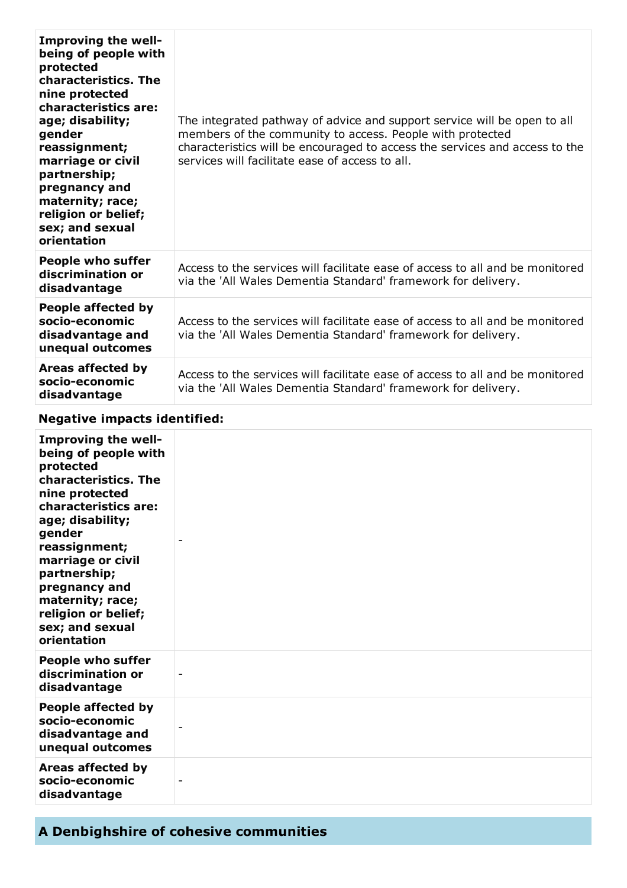| | |
|---|---|
| **Improving the well-being of people with protected characteristics. The nine protected characteristics are: age; disability; gender reassignment; marriage or civil partnership; pregnancy and maternity; race; religion or belief; sex; and sexual orientation** | The integrated pathway of advice and support service will be open to all members of the community to access. People with protected characteristics will be encouraged to access the services and access to the services will facilitate ease of access to all. |
| **People who suffer discrimination or disadvantage** | Access to the services will facilitate ease of access to all and be monitored via the 'All Wales Dementia Standard' framework for delivery. |
| **People affected by socio-economic disadvantage and unequal outcomes** | Access to the services will facilitate ease of access to all and be monitored via the 'All Wales Dementia Standard' framework for delivery. |
| **Areas affected by socio-economic disadvantage** | Access to the services will facilitate ease of access to all and be monitored via the 'All Wales Dementia Standard' framework for delivery. |

**Negative impacts identified:**

| | |
|---|---|
| **Improving the well-being of people with protected characteristics. The nine protected characteristics are: age; disability; gender reassignment; marriage or civil partnership; pregnancy and maternity; race; religion or belief; sex; and sexual orientation** | - |
| **People who suffer discrimination or disadvantage** | - |
| **People affected by socio-economic disadvantage and unequal outcomes** | - |
| **Areas affected by socio-economic disadvantage** | - |

## A Denbighshire of cohesive communities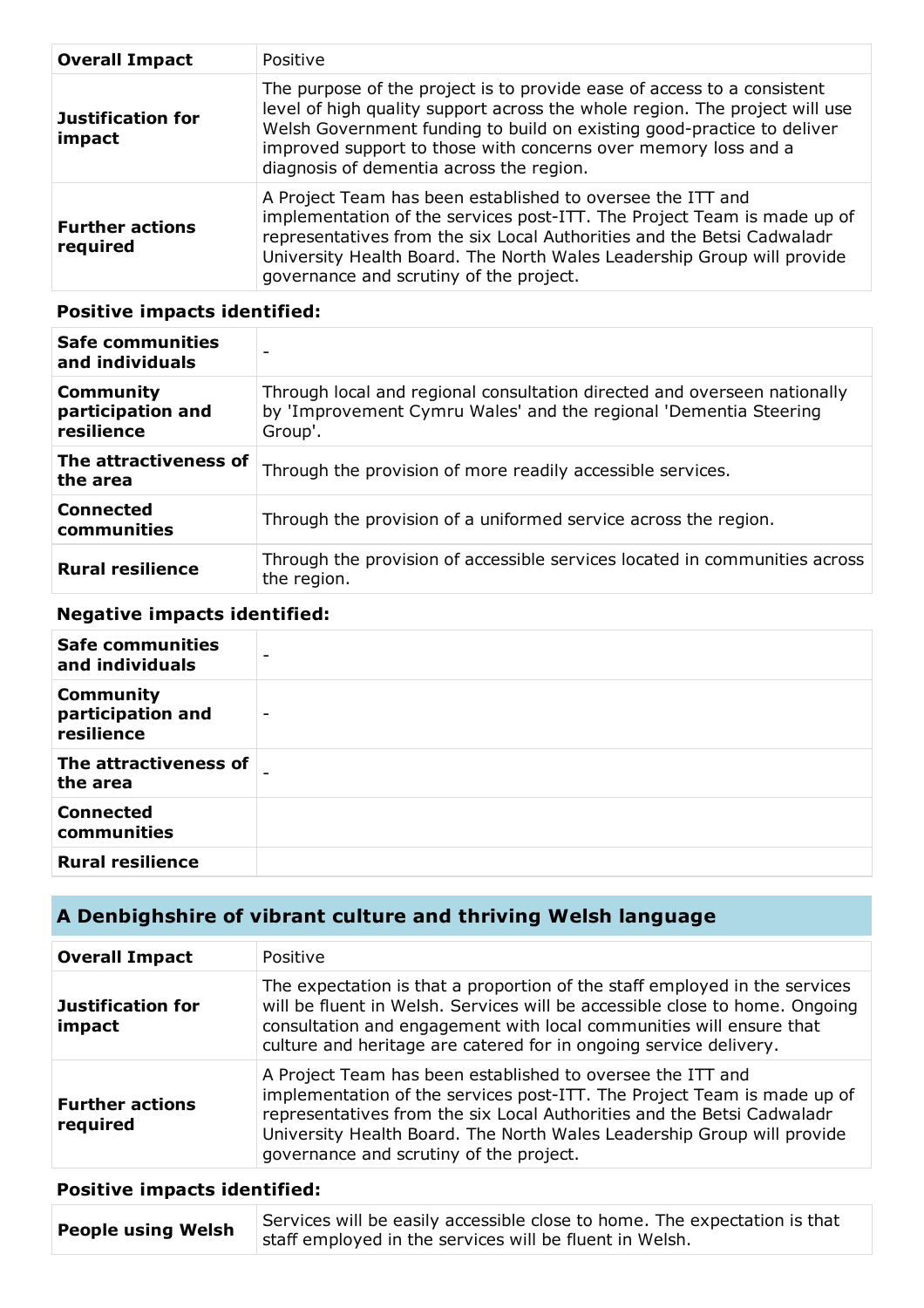| Overall Impact | Positive |
|---|---|
| **Justification for impact** | The purpose of the project is to provide ease of access to a consistent level of high quality support across the whole region. The project will use Welsh Government funding to build on existing good-practice to deliver improved support to those with concerns over memory loss and a diagnosis of dementia across the region. |
| **Further actions required** | A Project Team has been established to oversee the ITT and implementation of the services post-ITT. The Project Team is made up of representatives from the six Local Authorities and the Betsi Cadwaladr University Health Board. The North Wales Leadership Group will provide governance and scrutiny of the project. |

**Positive impacts identified:**

| | |
|---|---|
| **Safe communities and individuals** | - |
| **Community participation and resilience** | Through local and regional consultation directed and overseen nationally by 'Improvement Cymru Wales' and the regional 'Dementia Steering Group'. |
| **The attractiveness of the area** | Through the provision of more readily accessible services. |
| **Connected communities** | Through the provision of a uniformed service across the region. |
| **Rural resilience** | Through the provision of accessible services located in communities across the region. |

**Negative impacts identified:**

| | |
|---|---|
| **Safe communities and individuals** | - |
| **Community participation and resilience** | - |
| **The attractiveness of the area** | - |
| **Connected communities** | |
| **Rural resilience** | |

## A Denbighshire of vibrant culture and thriving Welsh language

| Overall Impact | Positive |
|---|---|
| **Justification for impact** | The expectation is that a proportion of the staff employed in the services will be fluent in Welsh. Services will be accessible close to home. Ongoing consultation and engagement with local communities will ensure that culture and heritage are catered for in ongoing service delivery. |
| **Further actions required** | A Project Team has been established to oversee the ITT and implementation of the services post-ITT. The Project Team is made up of representatives from the six Local Authorities and the Betsi Cadwaladr University Health Board. The North Wales Leadership Group will provide governance and scrutiny of the project. |

**Positive impacts identified:**

| | |
|---|---|
| **People using Welsh** | Services will be easily accessible close to home. The expectation is that staff employed in the services will be fluent in Welsh. |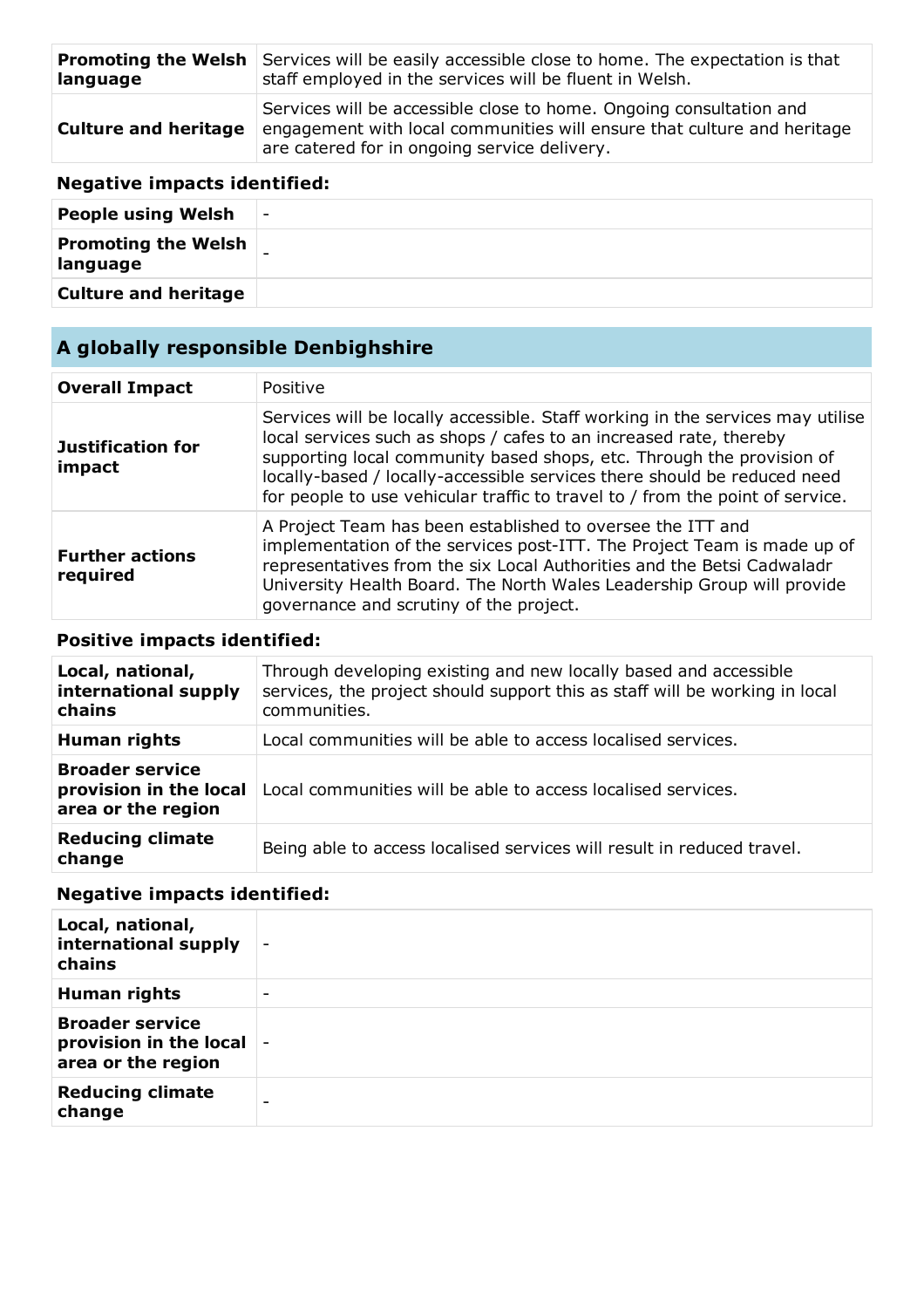| | |
|---|---|
| **Promoting the Welsh language** | Services will be easily accessible close to home. The expectation is that staff employed in the services will be fluent in Welsh. |
| **Culture and heritage** | Services will be accessible close to home. Ongoing consultation and engagement with local communities will ensure that culture and heritage are catered for in ongoing service delivery. |

### Negative impacts identified:

| | |
|---|---|
| **People using Welsh** | - |
| **Promoting the Welsh language** | - |
| **Culture and heritage** | |

## A globally responsible Denbighshire

| | |
|---|---|
| **Overall Impact** | Positive |
| **Justification for impact** | Services will be locally accessible. Staff working in the services may utilise local services such as shops / cafes to an increased rate, thereby supporting local community based shops, etc. Through the provision of locally-based / locally-accessible services there should be reduced need for people to use vehicular traffic to travel to / from the point of service. |
| **Further actions required** | A Project Team has been established to oversee the ITT and implementation of the services post-ITT. The Project Team is made up of representatives from the six Local Authorities and the Betsi Cadwaladr University Health Board. The North Wales Leadership Group will provide governance and scrutiny of the project. |

### Positive impacts identified:

| | |
|---|---|
| **Local, national, international supply chains** | Through developing existing and new locally based and accessible services, the project should support this as staff will be working in local communities. |
| **Human rights** | Local communities will be able to access localised services. |
| **Broader service provision in the local area or the region** | Local communities will be able to access localised services. |
| **Reducing climate change** | Being able to access localised services will result in reduced travel. |

### Negative impacts identified:

| | |
|---|---|
| **Local, national, international supply chains** | - |
| **Human rights** | - |
| **Broader service provision in the local area or the region** | - |
| **Reducing climate change** | - |